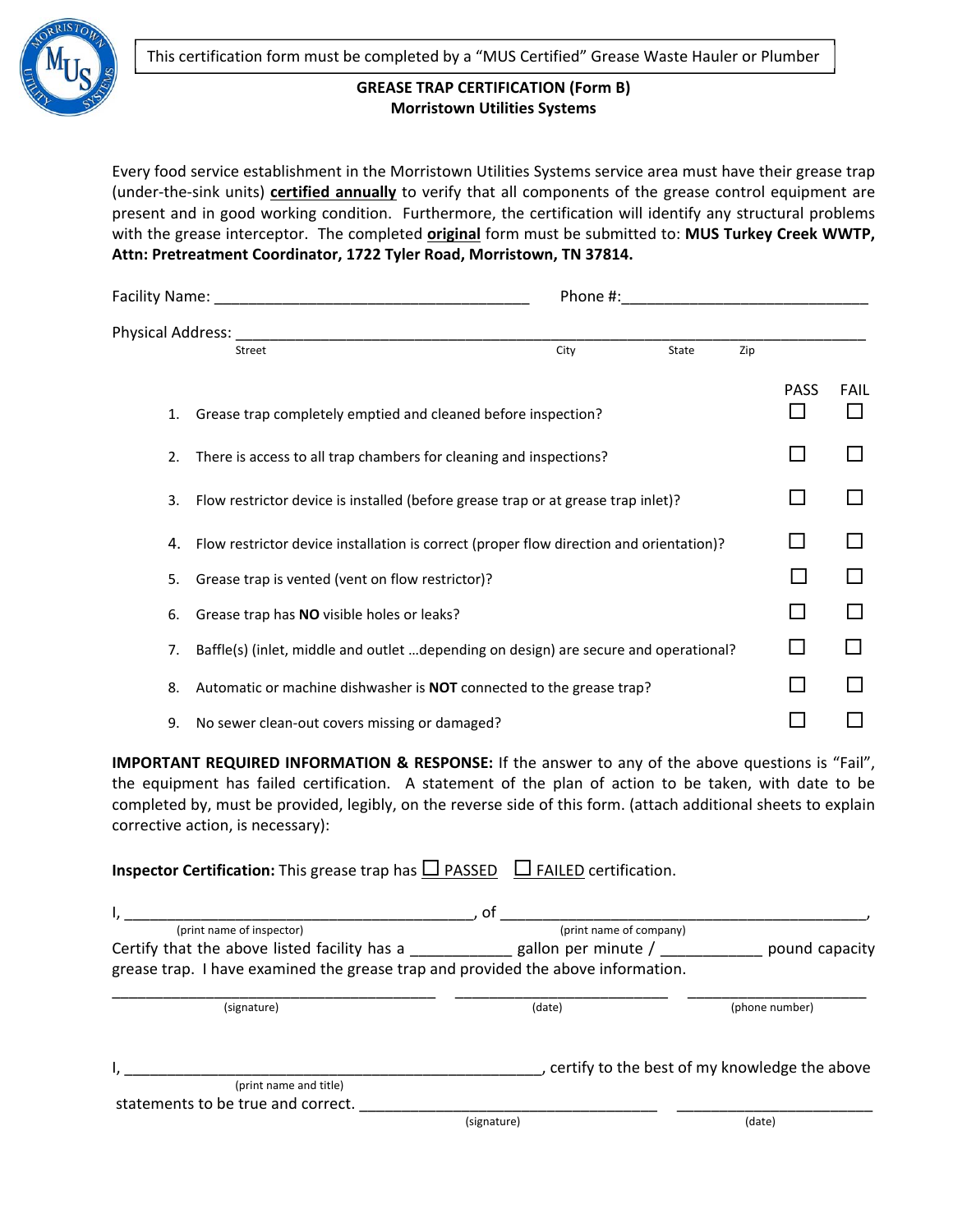This certification form must be completed by a "MUS Certified" Grease Waste Hauler or Plumber

## GREASE TRAP CERTIFICATION (Form B)
## Morristown Utilities Systems

Every food service establishment in the Morristown Utilities Systems service area must have their grease trap (under-the-sink units) **certified annually** to verify that all components of the grease control equipment are present and in good working condition. Furthermore, the certification will identify any structural problems with the grease interceptor. The completed **original** form must be submitted to: **MUS Turkey Creek WWTP, Attn: Pretreatment Coordinator, 1722 Tyler Road, Morristown, TN 37814.**

Facility Name: ____________________________________ Phone #:____________________________

Physical Address: ______________________________________________________________________________
Street City State Zip

| | | PASS | FAIL |
|---|---|---|---|
| 1. | Grease trap completely emptied and cleaned before inspection? | ☐ | ☐ |
| 2. | There is access to all trap chambers for cleaning and inspections? | ☐ | ☐ |
| 3. | Flow restrictor device is installed (before grease trap or at grease trap inlet)? | ☐ | ☐ |
| 4. | Flow restrictor device installation is correct (proper flow direction and orientation)? | ☐ | ☐ |
| 5. | Grease trap is vented (vent on flow restrictor)? | ☐ | ☐ |
| 6. | Grease trap has **NO** visible holes or leaks? | ☐ | ☐ |
| 7. | Baffle(s) (inlet, middle and outlet …depending on design) are secure and operational? | ☐ | ☐ |
| 8. | Automatic or machine dishwasher is **NOT** connected to the grease trap? | ☐ | ☐ |
| 9. | No sewer clean-out covers missing or damaged? | ☐ | ☐ |

**IMPORTANT REQUIRED INFORMATION & RESPONSE:** If the answer to any of the above questions is "Fail", the equipment has failed certification. A statement of the plan of action to be taken, with date to be completed by, must be provided, legibly, on the reverse side of this form. (attach additional sheets to explain corrective action, is necessary):

**Inspector Certification:** This grease trap has ☐ PASSED ☐ FAILED certification.

I, __________________________________________, of ____________________________________________,
(print name of inspector) (print name of company)

Certify that the above listed facility has a ___________ gallon per minute / ___________ pound capacity grease trap. I have examined the grease trap and provided the above information.

_______________________________________ __________________________ ______________________
(signature) (date) (phone number)

I, __________________________________________________, certify to the best of my knowledge the above
(print name and title)

statements to be true and correct. ____________________________________ ________________________
(signature) (date)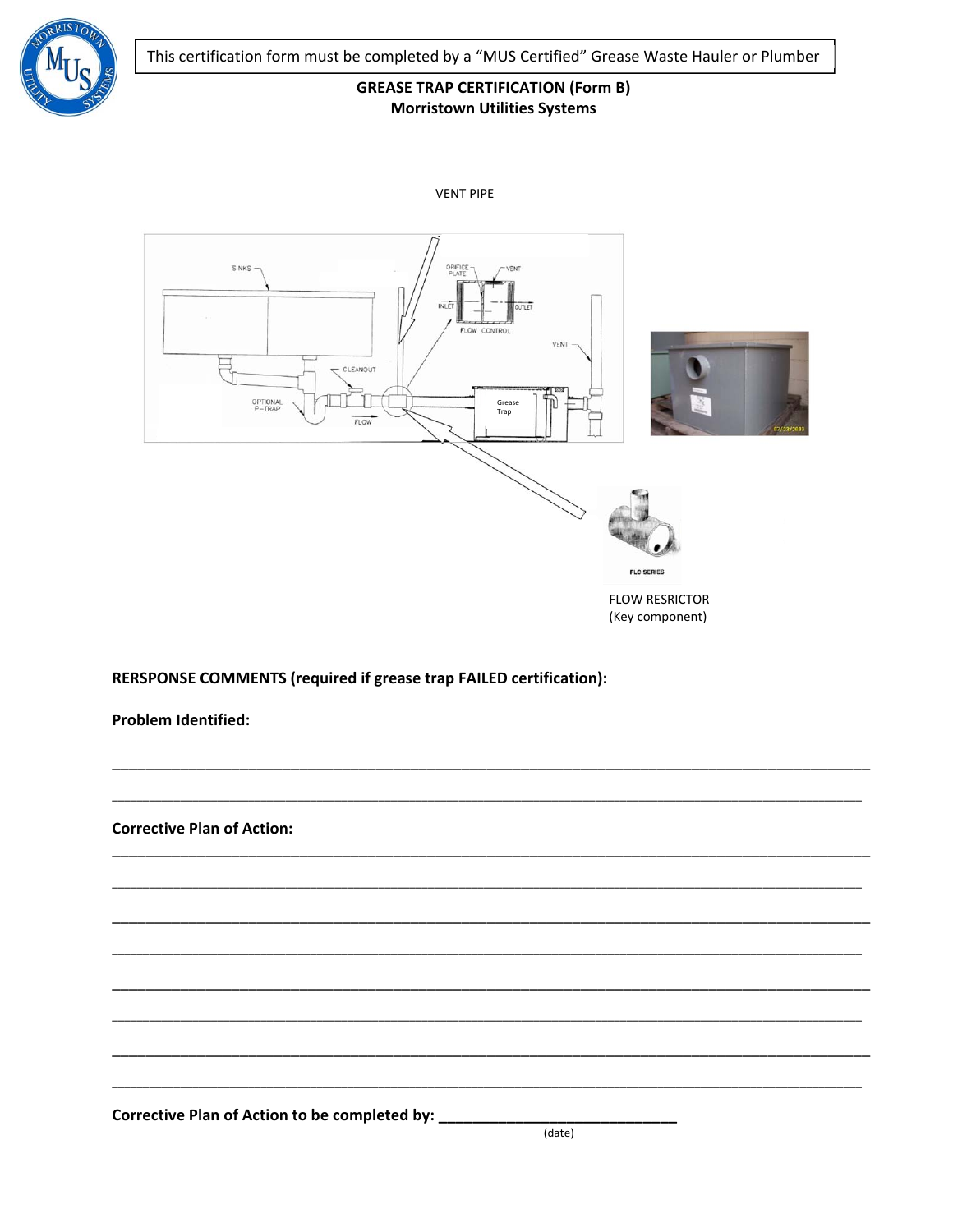This certification form must be completed by a "MUS Certified" Grease Waste Hauler or Plumber

## GREASE TRAP CERTIFICATION (Form B)
## Morristown Utilities Systems

VENT PIPE

SINKS

ORIFICE PLATE

VENT

INLET

OUTLET

FLOW CONTROL

VENT

CLEANOUT

OPTIONAL P-TRAP

FLOW

Grease Trap

FLC SERIES

FLOW RESRICTOR
(Key component)

**RERSPONSE COMMENTS (required if grease trap FAILED certification):**

**Problem Identified:**

___________________________________________________________________________

___________________________________________________________________________

**Corrective Plan of Action:**

___________________________________________________________________________

___________________________________________________________________________

___________________________________________________________________________

___________________________________________________________________________

___________________________________________________________________________

___________________________________________________________________________

___________________________________________________________________________

___________________________________________________________________________

**Corrective Plan of Action to be completed by:** ___________________________
(date)